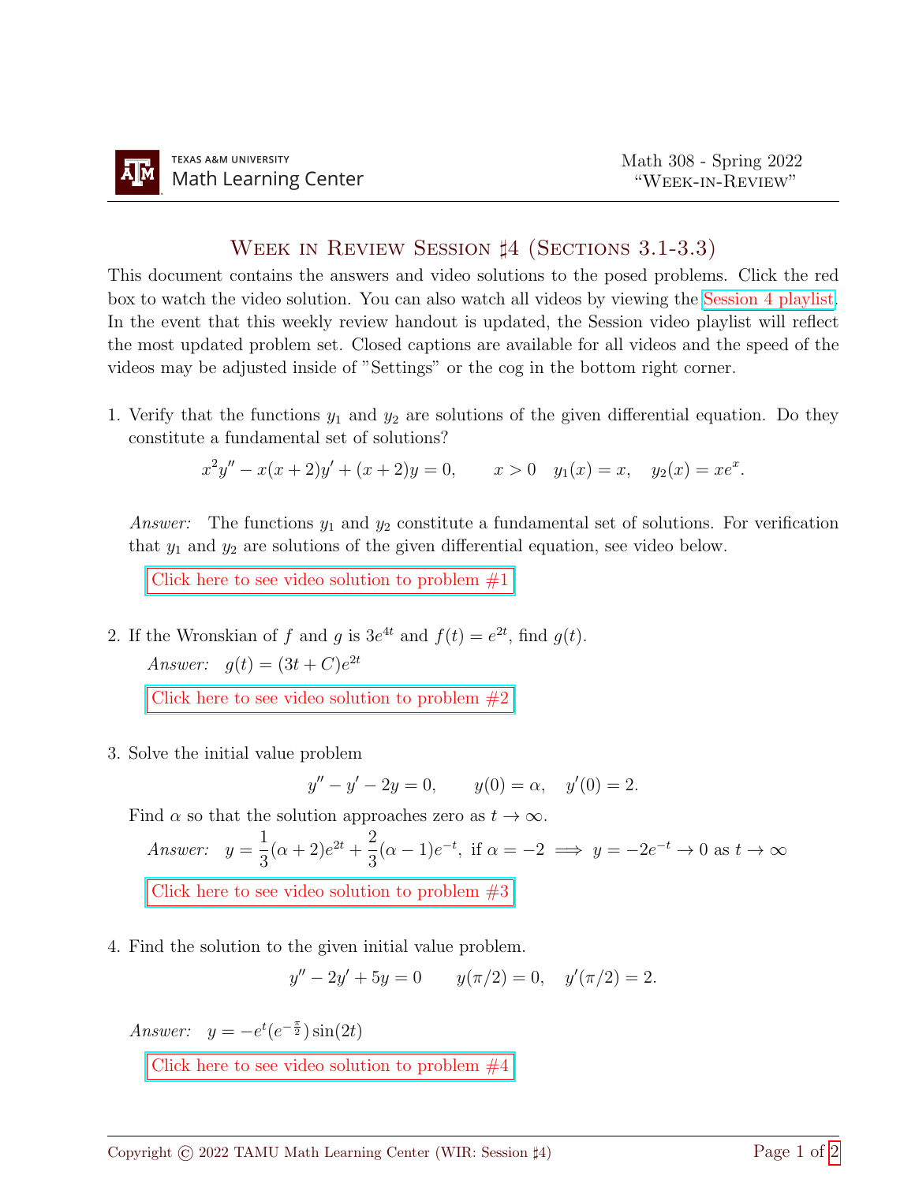TEXAS A&M UNIVERSITY
Math Learning Center

Math 308 - Spring 2022
"Week-in-Review"

# Week in Review Session ♯4 (Sections 3.1-3.3)

This document contains the answers and video solutions to the posed problems. Click the red box to watch the video solution. You can also watch all videos by viewing the Session 4 playlist. In the event that this weekly review handout is updated, the Session video playlist will reflect the most updated problem set. Closed captions are available for all videos and the speed of the videos may be adjusted inside of "Settings" or the cog in the bottom right corner.

1. Verify that the functions $y_1$ and $y_2$ are solutions of the given differential equation. Do they constitute a fundamental set of solutions?

$$x^2y'' - x(x+2)y' + (x+2)y = 0, \qquad x > 0 \quad y_1(x) = x, \quad y_2(x) = xe^x.$$

*Answer:* The functions $y_1$ and $y_2$ constitute a fundamental set of solutions. For verification that $y_1$ and $y_2$ are solutions of the given differential equation, see video below.

Click here to see video solution to problem #1

2. If the Wronskian of $f$ and $g$ is $3e^{4t}$ and $f(t) = e^{2t}$, find $g(t)$.

*Answer:* $g(t) = (3t + C)e^{2t}$

Click here to see video solution to problem #2

3. Solve the initial value problem

$$y'' - y' - 2y = 0, \qquad y(0) = \alpha, \quad y'(0) = 2.$$

Find $\alpha$ so that the solution approaches zero as $t \to \infty$.

*Answer:* $y = \dfrac{1}{3}(\alpha + 2)e^{2t} + \dfrac{2}{3}(\alpha - 1)e^{-t}$, if $\alpha = -2 \implies y = -2e^{-t} \to 0$ as $t \to \infty$

Click here to see video solution to problem #3

4. Find the solution to the given initial value problem.

$$y'' - 2y' + 5y = 0 \qquad y(\pi/2) = 0, \quad y'(\pi/2) = 2.$$

*Answer:* $y = -e^t(e^{-\frac{\pi}{2}})\sin(2t)$

Click here to see video solution to problem #4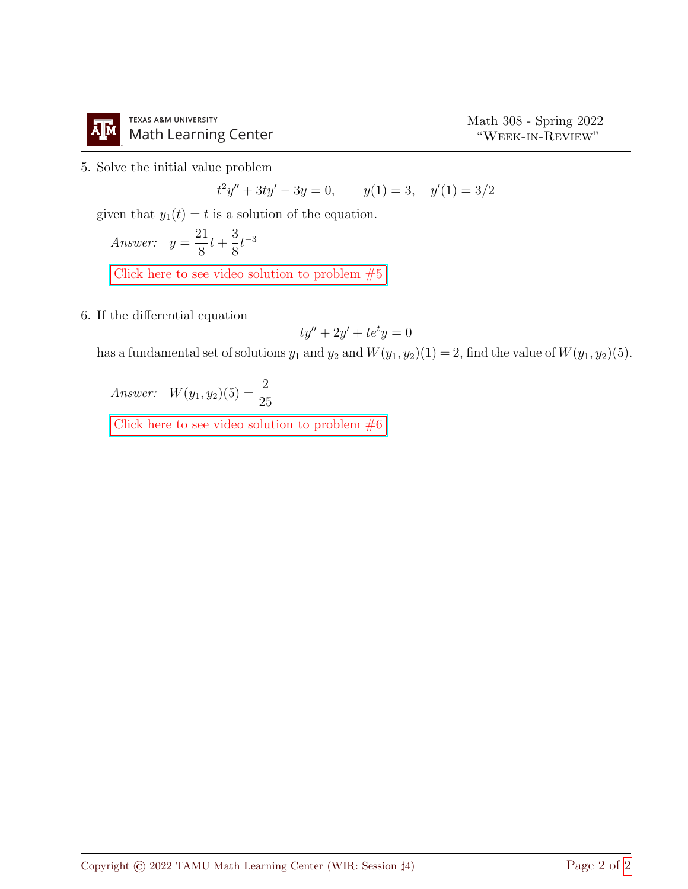5. Solve the initial value problem

$$t^2 y'' + 3ty' - 3y = 0, \qquad y(1) = 3, \quad y'(1) = 3/2$$

given that $y_1(t) = t$ is a solution of the equation.

*Answer:* $y = \dfrac{21}{8}t + \dfrac{3}{8}t^{-3}$

Click here to see video solution to problem #5

6. If the differential equation

$$ty'' + 2y' + te^t y = 0$$

has a fundamental set of solutions $y_1$ and $y_2$ and $W(y_1, y_2)(1) = 2$, find the value of $W(y_1, y_2)(5)$.

*Answer:* $W(y_1, y_2)(5) = \dfrac{2}{25}$

Click here to see video solution to problem #6